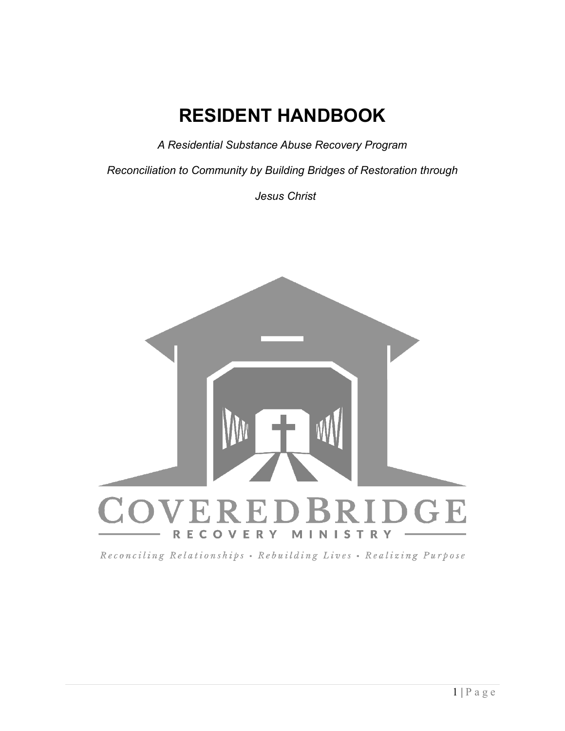# RESIDENT HANDBOOK

*A Residential Substance Abuse Recovery Program*

*Reconciliation to Community by Building Bridges of Restoration through Jesus Christ*

COVEREDBRIDGE

RECOVERY MINISTRY

*Reconciling Relationships • Rebuilding Lives • Realizing Purpose*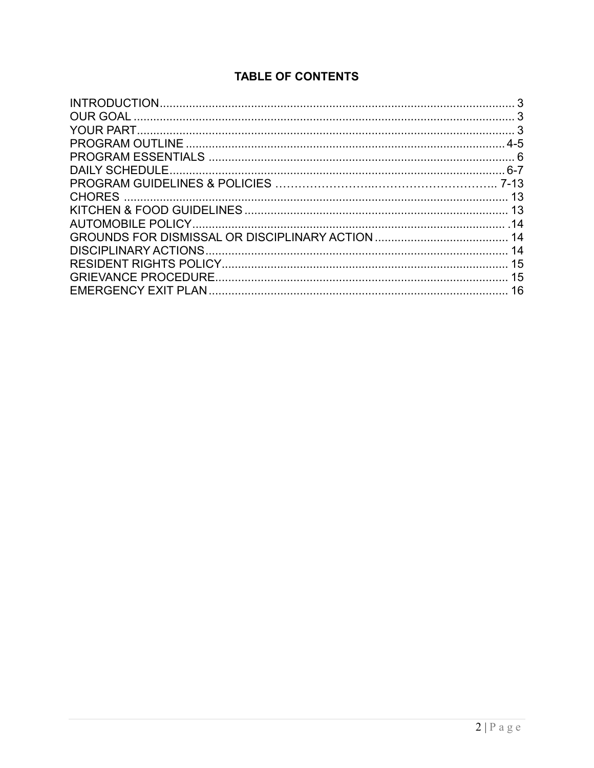## TABLE OF CONTENTS

| | |
|---|---|
| INTRODUCTION | 3 |
| OUR GOAL | 3 |
| YOUR PART | 3 |
| PROGRAM OUTLINE | 4-5 |
| PROGRAM ESSENTIALS | 6 |
| DAILY SCHEDULE | 6-7 |
| PROGRAM GUIDELINES & POLICIES | 7-13 |
| CHORES | 13 |
| KITCHEN & FOOD GUIDELINES | 13 |
| AUTOMOBILE POLICY | 14 |
| GROUNDS FOR DISMISSAL OR DISCIPLINARY ACTION | 14 |
| DISCIPLINARY ACTIONS | 14 |
| RESIDENT RIGHTS POLICY | 15 |
| GRIEVANCE PROCEDURE | 15 |
| EMERGENCY EXIT PLAN | 16 |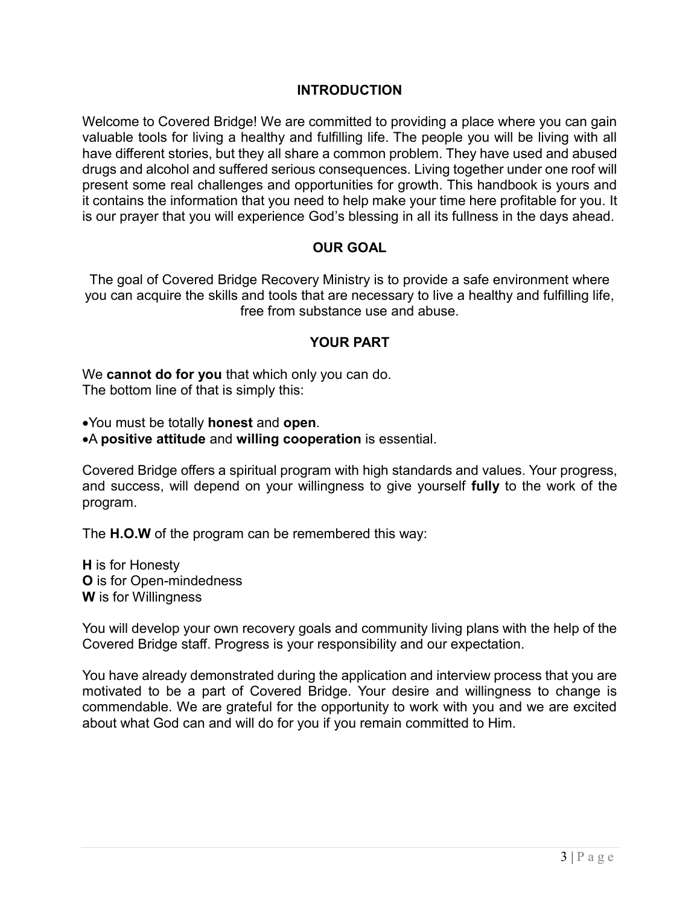## INTRODUCTION

Welcome to Covered Bridge! We are committed to providing a place where you can gain valuable tools for living a healthy and fulfilling life. The people you will be living with all have different stories, but they all share a common problem. They have used and abused drugs and alcohol and suffered serious consequences. Living together under one roof will present some real challenges and opportunities for growth. This handbook is yours and it contains the information that you need to help make your time here profitable for you. It is our prayer that you will experience God's blessing in all its fullness in the days ahead.

## OUR GOAL

The goal of Covered Bridge Recovery Ministry is to provide a safe environment where you can acquire the skills and tools that are necessary to live a healthy and fulfilling life, free from substance use and abuse.

## YOUR PART

We **cannot do for you** that which only you can do.
The bottom line of that is simply this:

- You must be totally **honest** and **open**.
- A **positive attitude** and **willing cooperation** is essential.

Covered Bridge offers a spiritual program with high standards and values. Your progress, and success, will depend on your willingness to give yourself **fully** to the work of the program.

The **H.O.W** of the program can be remembered this way:

**H** is for Honesty
**O** is for Open-mindedness
**W** is for Willingness

You will develop your own recovery goals and community living plans with the help of the Covered Bridge staff. Progress is your responsibility and our expectation.

You have already demonstrated during the application and interview process that you are motivated to be a part of Covered Bridge. Your desire and willingness to change is commendable. We are grateful for the opportunity to work with you and we are excited about what God can and will do for you if you remain committed to Him.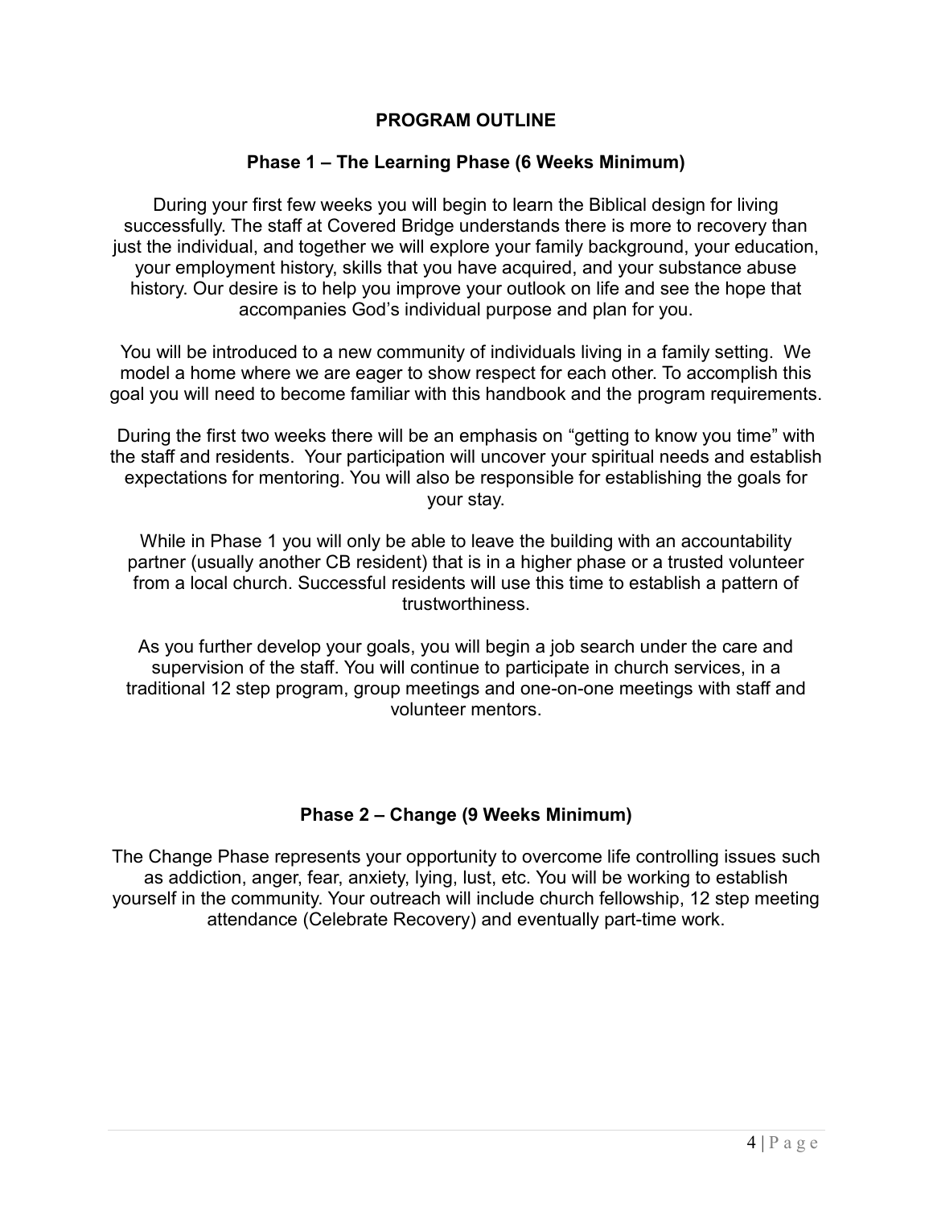## PROGRAM OUTLINE

### Phase 1 – The Learning Phase (6 Weeks Minimum)

During your first few weeks you will begin to learn the Biblical design for living successfully. The staff at Covered Bridge understands there is more to recovery than just the individual, and together we will explore your family background, your education, your employment history, skills that you have acquired, and your substance abuse history. Our desire is to help you improve your outlook on life and see the hope that accompanies God's individual purpose and plan for you.

You will be introduced to a new community of individuals living in a family setting. We model a home where we are eager to show respect for each other. To accomplish this goal you will need to become familiar with this handbook and the program requirements.

During the first two weeks there will be an emphasis on "getting to know you time" with the staff and residents. Your participation will uncover your spiritual needs and establish expectations for mentoring. You will also be responsible for establishing the goals for your stay.

While in Phase 1 you will only be able to leave the building with an accountability partner (usually another CB resident) that is in a higher phase or a trusted volunteer from a local church. Successful residents will use this time to establish a pattern of trustworthiness.

As you further develop your goals, you will begin a job search under the care and supervision of the staff. You will continue to participate in church services, in a traditional 12 step program, group meetings and one-on-one meetings with staff and volunteer mentors.

### Phase 2 – Change (9 Weeks Minimum)

The Change Phase represents your opportunity to overcome life controlling issues such as addiction, anger, fear, anxiety, lying, lust, etc. You will be working to establish yourself in the community. Your outreach will include church fellowship, 12 step meeting attendance (Celebrate Recovery) and eventually part-time work.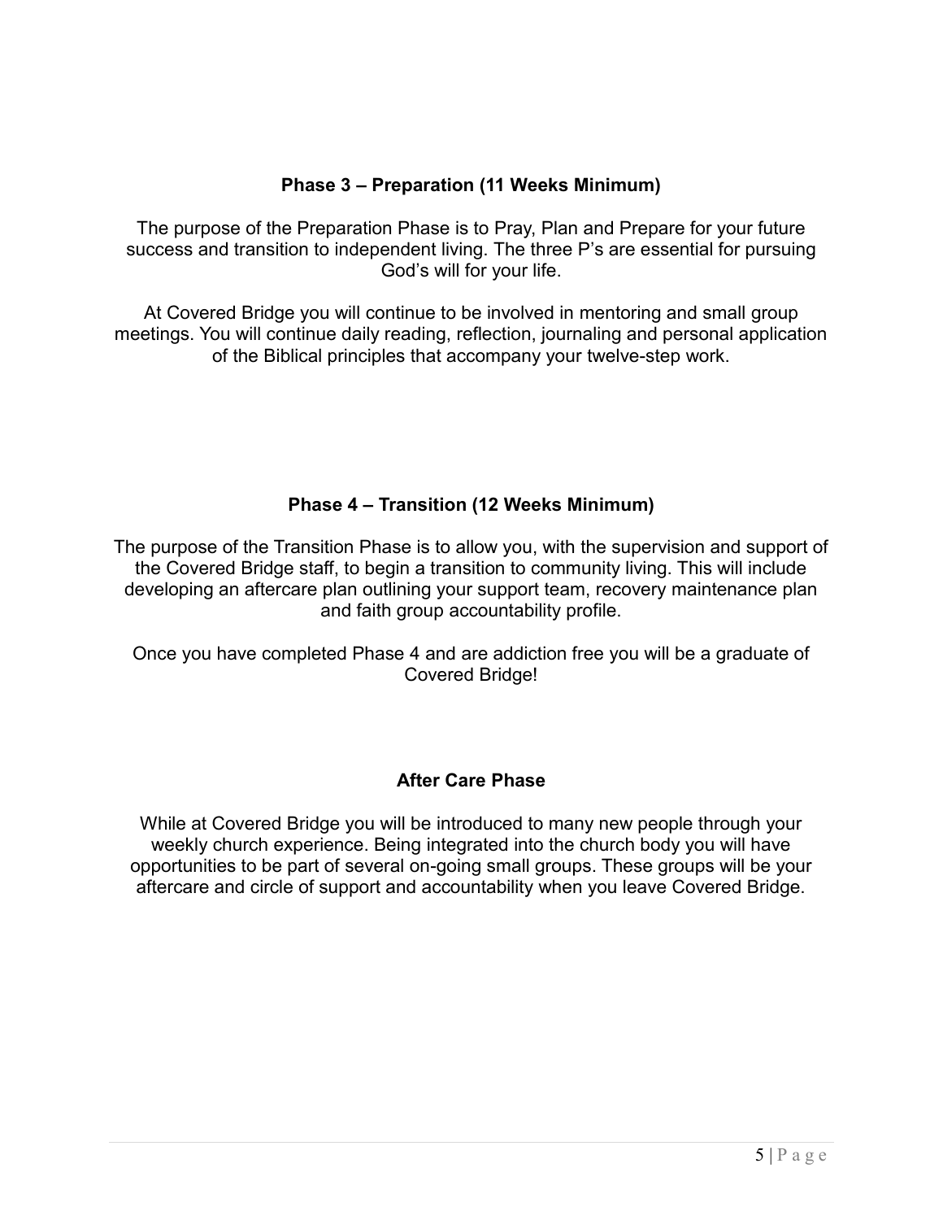**Phase 3 – Preparation (11 Weeks Minimum)**

The purpose of the Preparation Phase is to Pray, Plan and Prepare for your future success and transition to independent living. The three P's are essential for pursuing God's will for your life.

At Covered Bridge you will continue to be involved in mentoring and small group meetings. You will continue daily reading, reflection, journaling and personal application of the Biblical principles that accompany your twelve-step work.

**Phase 4 – Transition (12 Weeks Minimum)**

The purpose of the Transition Phase is to allow you, with the supervision and support of the Covered Bridge staff, to begin a transition to community living. This will include developing an aftercare plan outlining your support team, recovery maintenance plan and faith group accountability profile.

Once you have completed Phase 4 and are addiction free you will be a graduate of Covered Bridge!

**After Care Phase**

While at Covered Bridge you will be introduced to many new people through your weekly church experience. Being integrated into the church body you will have opportunities to be part of several on-going small groups. These groups will be your aftercare and circle of support and accountability when you leave Covered Bridge.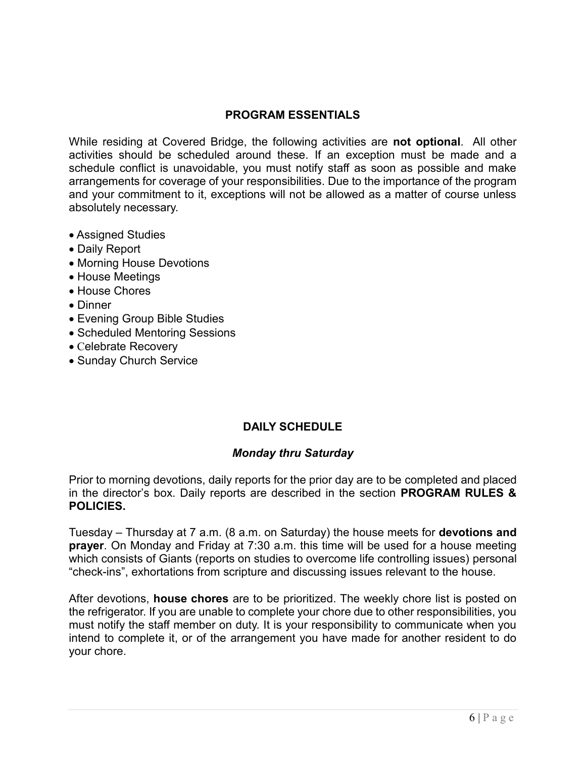## PROGRAM ESSENTIALS

While residing at Covered Bridge, the following activities are **not optional**. All other activities should be scheduled around these. If an exception must be made and a schedule conflict is unavoidable, you must notify staff as soon as possible and make arrangements for coverage of your responsibilities. Due to the importance of the program and your commitment to it, exceptions will not be allowed as a matter of course unless absolutely necessary.

- Assigned Studies
- Daily Report
- Morning House Devotions
- House Meetings
- House Chores
- Dinner
- Evening Group Bible Studies
- Scheduled Mentoring Sessions
- Celebrate Recovery
- Sunday Church Service

## DAILY SCHEDULE

### *Monday thru Saturday*

Prior to morning devotions, daily reports for the prior day are to be completed and placed in the director's box. Daily reports are described in the section **PROGRAM RULES & POLICIES.**

Tuesday – Thursday at 7 a.m. (8 a.m. on Saturday) the house meets for **devotions and prayer**. On Monday and Friday at 7:30 a.m. this time will be used for a house meeting which consists of Giants (reports on studies to overcome life controlling issues) personal "check-ins", exhortations from scripture and discussing issues relevant to the house.

After devotions, **house chores** are to be prioritized. The weekly chore list is posted on the refrigerator. If you are unable to complete your chore due to other responsibilities, you must notify the staff member on duty. It is your responsibility to communicate when you intend to complete it, or of the arrangement you have made for another resident to do your chore.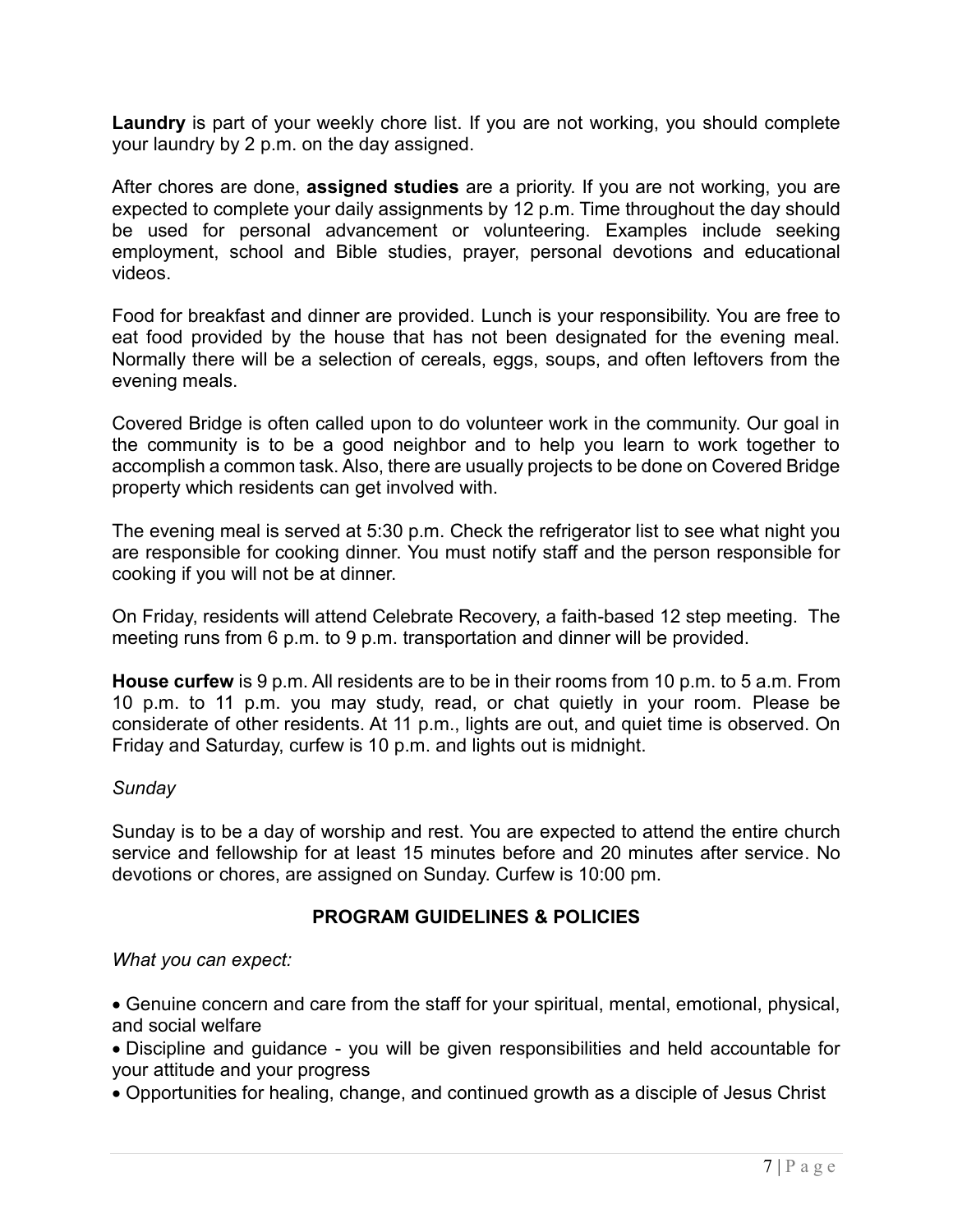**Laundry** is part of your weekly chore list. If you are not working, you should complete your laundry by 2 p.m. on the day assigned.

After chores are done, **assigned studies** are a priority. If you are not working, you are expected to complete your daily assignments by 12 p.m. Time throughout the day should be used for personal advancement or volunteering. Examples include seeking employment, school and Bible studies, prayer, personal devotions and educational videos.

Food for breakfast and dinner are provided. Lunch is your responsibility. You are free to eat food provided by the house that has not been designated for the evening meal. Normally there will be a selection of cereals, eggs, soups, and often leftovers from the evening meals.

Covered Bridge is often called upon to do volunteer work in the community. Our goal in the community is to be a good neighbor and to help you learn to work together to accomplish a common task. Also, there are usually projects to be done on Covered Bridge property which residents can get involved with.

The evening meal is served at 5:30 p.m. Check the refrigerator list to see what night you are responsible for cooking dinner. You must notify staff and the person responsible for cooking if you will not be at dinner.

On Friday, residents will attend Celebrate Recovery, a faith-based 12 step meeting. The meeting runs from 6 p.m. to 9 p.m. transportation and dinner will be provided.

**House curfew** is 9 p.m. All residents are to be in their rooms from 10 p.m. to 5 a.m. From 10 p.m. to 11 p.m. you may study, read, or chat quietly in your room. Please be considerate of other residents. At 11 p.m., lights are out, and quiet time is observed. On Friday and Saturday, curfew is 10 p.m. and lights out is midnight.

*Sunday*

Sunday is to be a day of worship and rest. You are expected to attend the entire church service and fellowship for at least 15 minutes before and 20 minutes after service. No devotions or chores, are assigned on Sunday. Curfew is 10:00 pm.

## PROGRAM GUIDELINES & POLICIES

*What you can expect:*

- Genuine concern and care from the staff for your spiritual, mental, emotional, physical, and social welfare
- Discipline and guidance - you will be given responsibilities and held accountable for your attitude and your progress
- Opportunities for healing, change, and continued growth as a disciple of Jesus Christ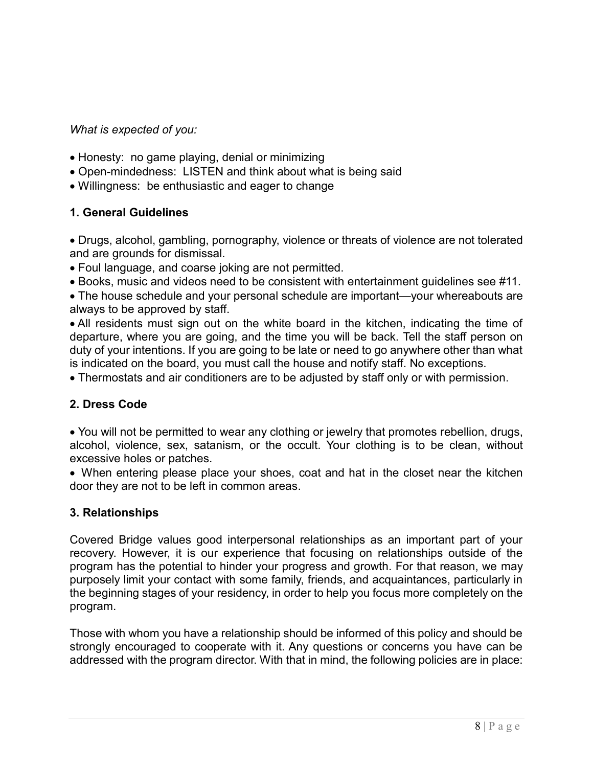*What is expected of you:*

- Honesty: no game playing, denial or minimizing
- Open-mindedness: LISTEN and think about what is being said
- Willingness: be enthusiastic and eager to change

### 1. General Guidelines

- Drugs, alcohol, gambling, pornography, violence or threats of violence are not tolerated and are grounds for dismissal.
- Foul language, and coarse joking are not permitted.
- Books, music and videos need to be consistent with entertainment guidelines see #11.
- The house schedule and your personal schedule are important—your whereabouts are always to be approved by staff.
- All residents must sign out on the white board in the kitchen, indicating the time of departure, where you are going, and the time you will be back. Tell the staff person on duty of your intentions. If you are going to be late or need to go anywhere other than what is indicated on the board, you must call the house and notify staff. No exceptions.
- Thermostats and air conditioners are to be adjusted by staff only or with permission.

### 2. Dress Code

- You will not be permitted to wear any clothing or jewelry that promotes rebellion, drugs, alcohol, violence, sex, satanism, or the occult. Your clothing is to be clean, without excessive holes or patches.
- When entering please place your shoes, coat and hat in the closet near the kitchen door they are not to be left in common areas.

### 3. Relationships

Covered Bridge values good interpersonal relationships as an important part of your recovery. However, it is our experience that focusing on relationships outside of the program has the potential to hinder your progress and growth. For that reason, we may purposely limit your contact with some family, friends, and acquaintances, particularly in the beginning stages of your residency, in order to help you focus more completely on the program.

Those with whom you have a relationship should be informed of this policy and should be strongly encouraged to cooperate with it. Any questions or concerns you have can be addressed with the program director. With that in mind, the following policies are in place: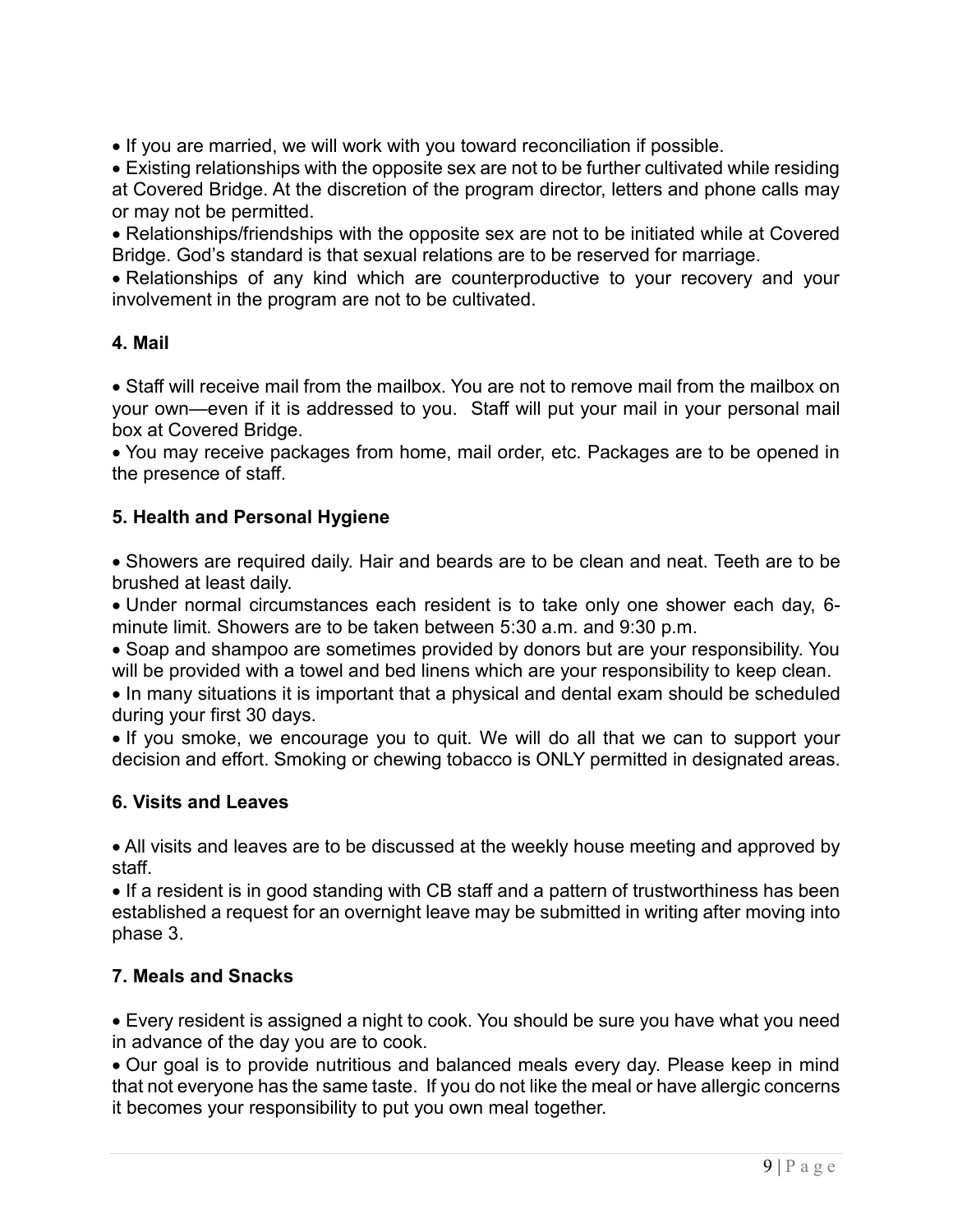- If you are married, we will work with you toward reconciliation if possible.
- Existing relationships with the opposite sex are not to be further cultivated while residing at Covered Bridge. At the discretion of the program director, letters and phone calls may or may not be permitted.
- Relationships/friendships with the opposite sex are not to be initiated while at Covered Bridge. God's standard is that sexual relations are to be reserved for marriage.
- Relationships of any kind which are counterproductive to your recovery and your involvement in the program are not to be cultivated.

### 4. Mail

- Staff will receive mail from the mailbox. You are not to remove mail from the mailbox on your own—even if it is addressed to you. Staff will put your mail in your personal mail box at Covered Bridge.
- You may receive packages from home, mail order, etc. Packages are to be opened in the presence of staff.

### 5. Health and Personal Hygiene

- Showers are required daily. Hair and beards are to be clean and neat. Teeth are to be brushed at least daily.
- Under normal circumstances each resident is to take only one shower each day, 6-minute limit. Showers are to be taken between 5:30 a.m. and 9:30 p.m.
- Soap and shampoo are sometimes provided by donors but are your responsibility. You will be provided with a towel and bed linens which are your responsibility to keep clean.
- In many situations it is important that a physical and dental exam should be scheduled during your first 30 days.
- If you smoke, we encourage you to quit. We will do all that we can to support your decision and effort. Smoking or chewing tobacco is ONLY permitted in designated areas.

### 6. Visits and Leaves

- All visits and leaves are to be discussed at the weekly house meeting and approved by staff.
- If a resident is in good standing with CB staff and a pattern of trustworthiness has been established a request for an overnight leave may be submitted in writing after moving into phase 3.

### 7. Meals and Snacks

- Every resident is assigned a night to cook. You should be sure you have what you need in advance of the day you are to cook.
- Our goal is to provide nutritious and balanced meals every day. Please keep in mind that not everyone has the same taste. If you do not like the meal or have allergic concerns it becomes your responsibility to put you own meal together.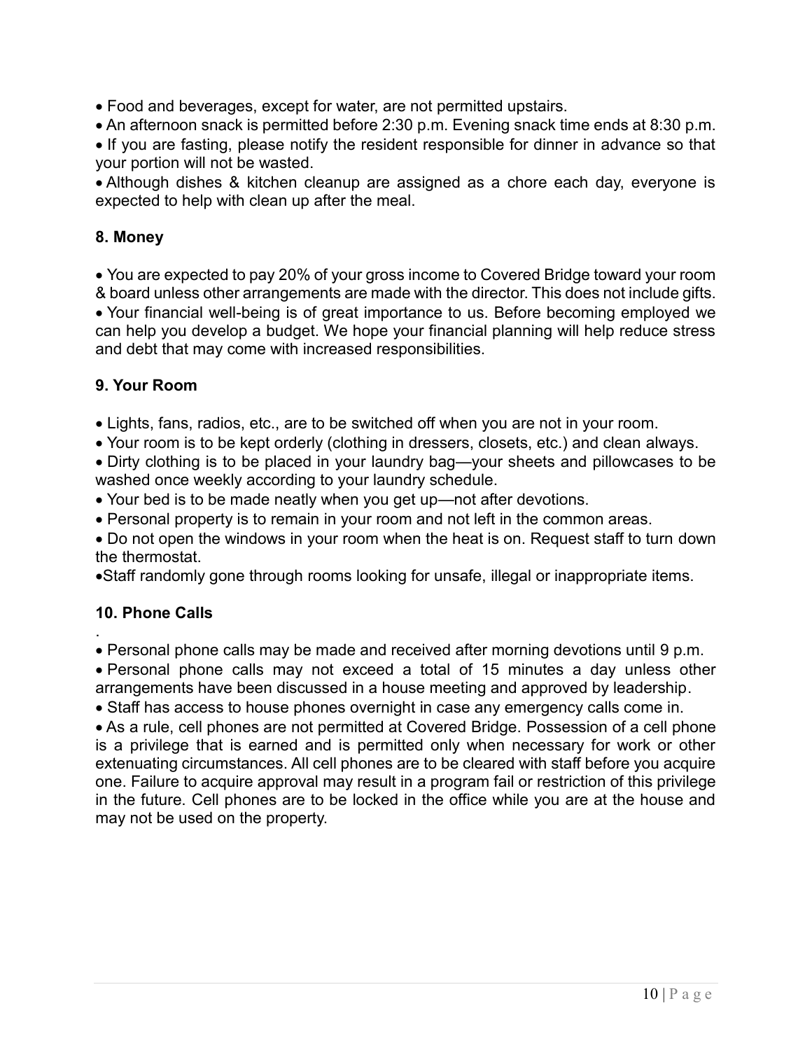- Food and beverages, except for water, are not permitted upstairs.
- An afternoon snack is permitted before 2:30 p.m. Evening snack time ends at 8:30 p.m.
- If you are fasting, please notify the resident responsible for dinner in advance so that your portion will not be wasted.
- Although dishes & kitchen cleanup are assigned as a chore each day, everyone is expected to help with clean up after the meal.

**8. Money**

- You are expected to pay 20% of your gross income to Covered Bridge toward your room & board unless other arrangements are made with the director. This does not include gifts.
- Your financial well-being is of great importance to us. Before becoming employed we can help you develop a budget. We hope your financial planning will help reduce stress and debt that may come with increased responsibilities.

**9. Your Room**

- Lights, fans, radios, etc., are to be switched off when you are not in your room.
- Your room is to be kept orderly (clothing in dressers, closets, etc.) and clean always.
- Dirty clothing is to be placed in your laundry bag—your sheets and pillowcases to be washed once weekly according to your laundry schedule.
- Your bed is to be made neatly when you get up—not after devotions.
- Personal property is to remain in your room and not left in the common areas.
- Do not open the windows in your room when the heat is on. Request staff to turn down the thermostat.
- Staff randomly gone through rooms looking for unsafe, illegal or inappropriate items.

**10. Phone Calls**

.

- Personal phone calls may be made and received after morning devotions until 9 p.m.
- Personal phone calls may not exceed a total of 15 minutes a day unless other arrangements have been discussed in a house meeting and approved by leadership.
- Staff has access to house phones overnight in case any emergency calls come in.
- As a rule, cell phones are not permitted at Covered Bridge. Possession of a cell phone is a privilege that is earned and is permitted only when necessary for work or other extenuating circumstances. All cell phones are to be cleared with staff before you acquire one. Failure to acquire approval may result in a program fail or restriction of this privilege in the future. Cell phones are to be locked in the office while you are at the house and may not be used on the property.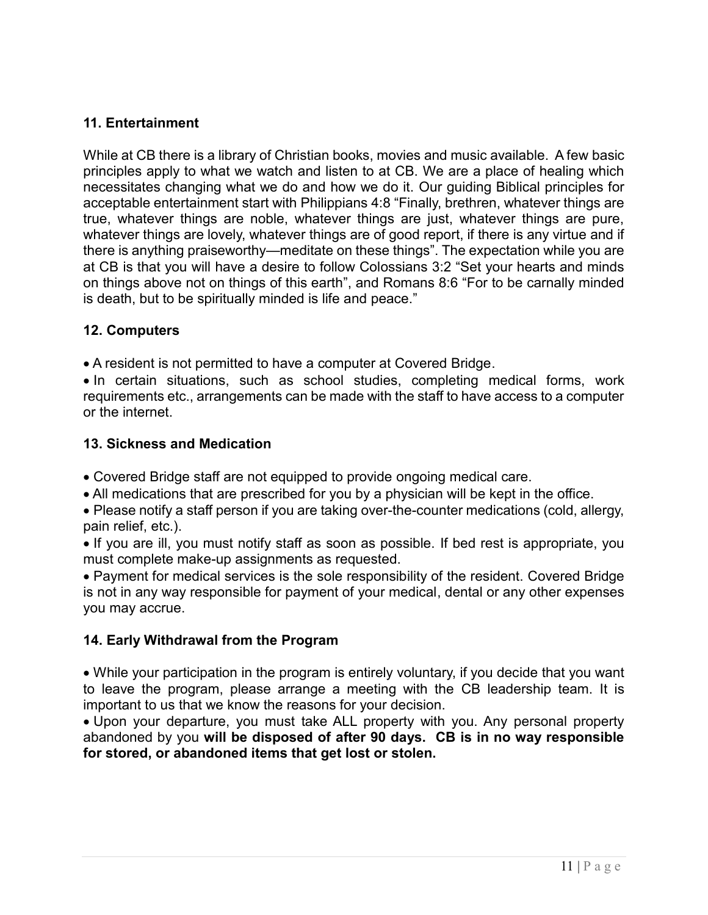### 11. Entertainment

While at CB there is a library of Christian books, movies and music available. A few basic principles apply to what we watch and listen to at CB. We are a place of healing which necessitates changing what we do and how we do it. Our guiding Biblical principles for acceptable entertainment start with Philippians 4:8 "Finally, brethren, whatever things are true, whatever things are noble, whatever things are just, whatever things are pure, whatever things are lovely, whatever things are of good report, if there is any virtue and if there is anything praiseworthy—meditate on these things". The expectation while you are at CB is that you will have a desire to follow Colossians 3:2 "Set your hearts and minds on things above not on things of this earth", and Romans 8:6 "For to be carnally minded is death, but to be spiritually minded is life and peace."

### 12. Computers

- A resident is not permitted to have a computer at Covered Bridge.
- In certain situations, such as school studies, completing medical forms, work requirements etc., arrangements can be made with the staff to have access to a computer or the internet.

### 13. Sickness and Medication

- Covered Bridge staff are not equipped to provide ongoing medical care.
- All medications that are prescribed for you by a physician will be kept in the office.
- Please notify a staff person if you are taking over-the-counter medications (cold, allergy, pain relief, etc.).
- If you are ill, you must notify staff as soon as possible. If bed rest is appropriate, you must complete make-up assignments as requested.
- Payment for medical services is the sole responsibility of the resident. Covered Bridge is not in any way responsible for payment of your medical, dental or any other expenses you may accrue.

### 14. Early Withdrawal from the Program

- While your participation in the program is entirely voluntary, if you decide that you want to leave the program, please arrange a meeting with the CB leadership team. It is important to us that we know the reasons for your decision.
- Upon your departure, you must take ALL property with you. Any personal property abandoned by you **will be disposed of after 90 days. CB is in no way responsible for stored, or abandoned items that get lost or stolen.**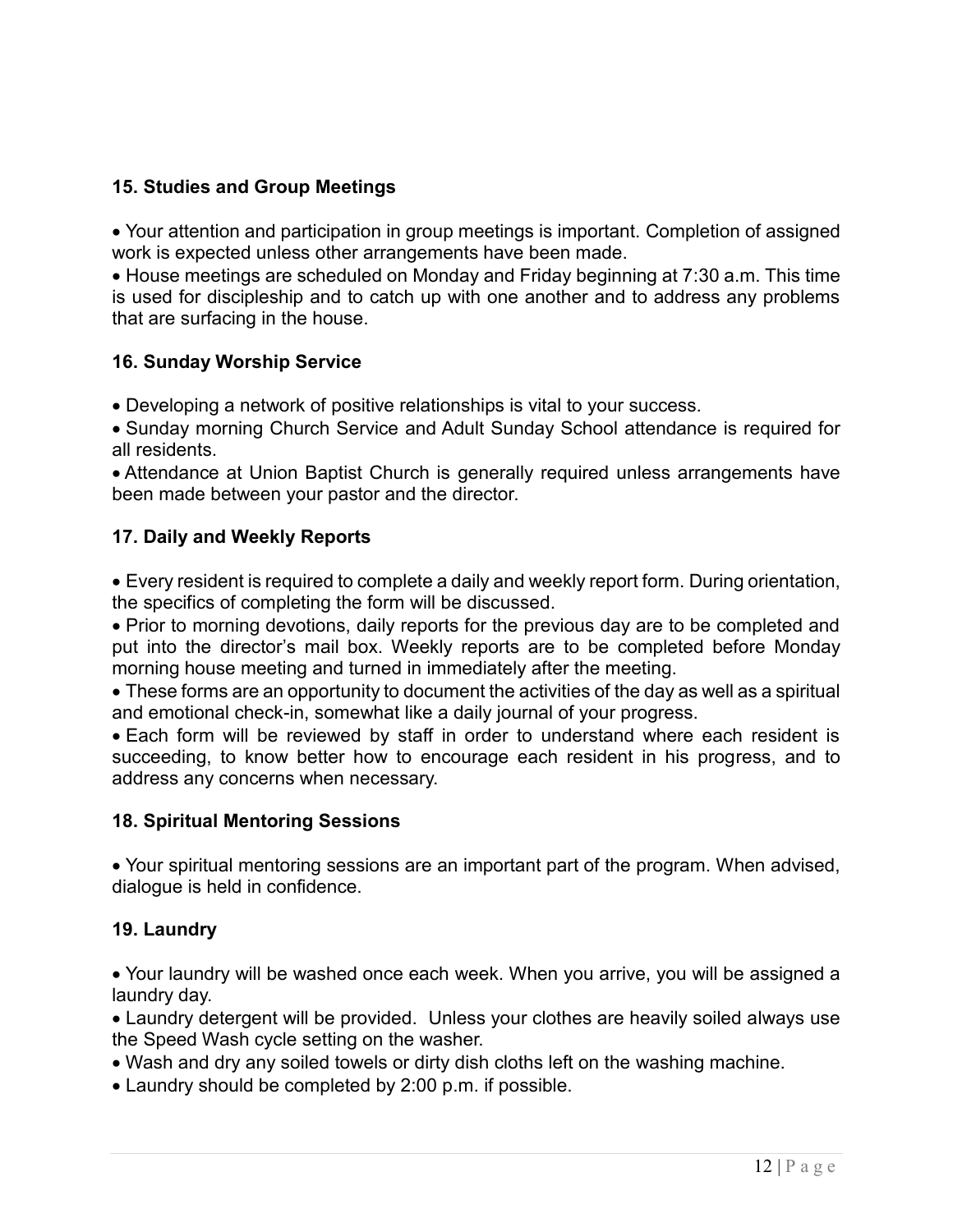### 15. Studies and Group Meetings

- Your attention and participation in group meetings is important. Completion of assigned work is expected unless other arrangements have been made.
- House meetings are scheduled on Monday and Friday beginning at 7:30 a.m. This time is used for discipleship and to catch up with one another and to address any problems that are surfacing in the house.

### 16. Sunday Worship Service

- Developing a network of positive relationships is vital to your success.
- Sunday morning Church Service and Adult Sunday School attendance is required for all residents.
- Attendance at Union Baptist Church is generally required unless arrangements have been made between your pastor and the director.

### 17. Daily and Weekly Reports

- Every resident is required to complete a daily and weekly report form. During orientation, the specifics of completing the form will be discussed.
- Prior to morning devotions, daily reports for the previous day are to be completed and put into the director's mail box. Weekly reports are to be completed before Monday morning house meeting and turned in immediately after the meeting.
- These forms are an opportunity to document the activities of the day as well as a spiritual and emotional check-in, somewhat like a daily journal of your progress.
- Each form will be reviewed by staff in order to understand where each resident is succeeding, to know better how to encourage each resident in his progress, and to address any concerns when necessary.

### 18. Spiritual Mentoring Sessions

- Your spiritual mentoring sessions are an important part of the program. When advised, dialogue is held in confidence.

### 19. Laundry

- Your laundry will be washed once each week. When you arrive, you will be assigned a laundry day.
- Laundry detergent will be provided. Unless your clothes are heavily soiled always use the Speed Wash cycle setting on the washer.
- Wash and dry any soiled towels or dirty dish cloths left on the washing machine.
- Laundry should be completed by 2:00 p.m. if possible.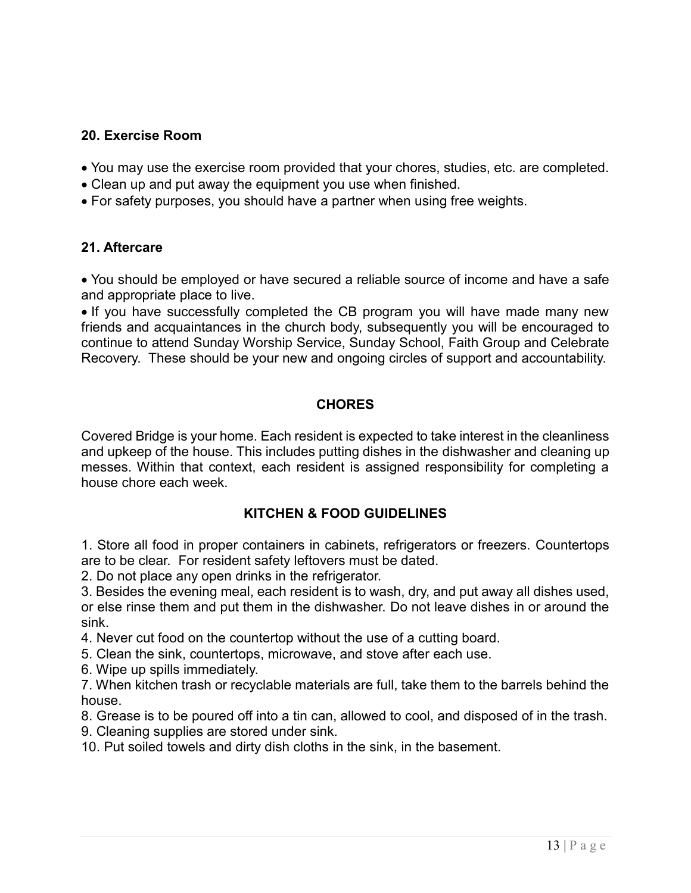### 20. Exercise Room

- You may use the exercise room provided that your chores, studies, etc. are completed.
- Clean up and put away the equipment you use when finished.
- For safety purposes, you should have a partner when using free weights.

### 21. Aftercare

- You should be employed or have secured a reliable source of income and have a safe and appropriate place to live.
- If you have successfully completed the CB program you will have made many new friends and acquaintances in the church body, subsequently you will be encouraged to continue to attend Sunday Worship Service, Sunday School, Faith Group and Celebrate Recovery. These should be your new and ongoing circles of support and accountability.

## CHORES

Covered Bridge is your home. Each resident is expected to take interest in the cleanliness and upkeep of the house. This includes putting dishes in the dishwasher and cleaning up messes. Within that context, each resident is assigned responsibility for completing a house chore each week.

## KITCHEN & FOOD GUIDELINES

1. Store all food in proper containers in cabinets, refrigerators or freezers. Countertops are to be clear. For resident safety leftovers must be dated.
2. Do not place any open drinks in the refrigerator.
3. Besides the evening meal, each resident is to wash, dry, and put away all dishes used, or else rinse them and put them in the dishwasher. Do not leave dishes in or around the sink.
4. Never cut food on the countertop without the use of a cutting board.
5. Clean the sink, countertops, microwave, and stove after each use.
6. Wipe up spills immediately.
7. When kitchen trash or recyclable materials are full, take them to the barrels behind the house.
8. Grease is to be poured off into a tin can, allowed to cool, and disposed of in the trash.
9. Cleaning supplies are stored under sink.
10. Put soiled towels and dirty dish cloths in the sink, in the basement.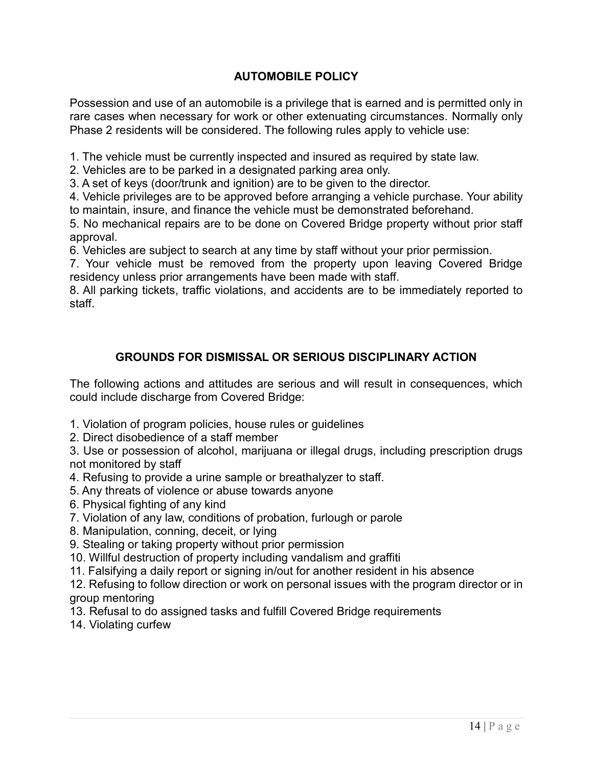## AUTOMOBILE POLICY

Possession and use of an automobile is a privilege that is earned and is permitted only in rare cases when necessary for work or other extenuating circumstances. Normally only Phase 2 residents will be considered. The following rules apply to vehicle use:

1. The vehicle must be currently inspected and insured as required by state law.
2. Vehicles are to be parked in a designated parking area only.
3. A set of keys (door/trunk and ignition) are to be given to the director.
4. Vehicle privileges are to be approved before arranging a vehicle purchase. Your ability to maintain, insure, and finance the vehicle must be demonstrated beforehand.
5. No mechanical repairs are to be done on Covered Bridge property without prior staff approval.
6. Vehicles are subject to search at any time by staff without your prior permission.
7. Your vehicle must be removed from the property upon leaving Covered Bridge residency unless prior arrangements have been made with staff.
8. All parking tickets, traffic violations, and accidents are to be immediately reported to staff.

## GROUNDS FOR DISMISSAL OR SERIOUS DISCIPLINARY ACTION

The following actions and attitudes are serious and will result in consequences, which could include discharge from Covered Bridge:

1. Violation of program policies, house rules or guidelines
2. Direct disobedience of a staff member
3. Use or possession of alcohol, marijuana or illegal drugs, including prescription drugs not monitored by staff
4. Refusing to provide a urine sample or breathalyzer to staff.
5. Any threats of violence or abuse towards anyone
6. Physical fighting of any kind
7. Violation of any law, conditions of probation, furlough or parole
8. Manipulation, conning, deceit, or lying
9. Stealing or taking property without prior permission
10. Willful destruction of property including vandalism and graffiti
11. Falsifying a daily report or signing in/out for another resident in his absence
12. Refusing to follow direction or work on personal issues with the program director or in group mentoring
13. Refusal to do assigned tasks and fulfill Covered Bridge requirements
14. Violating curfew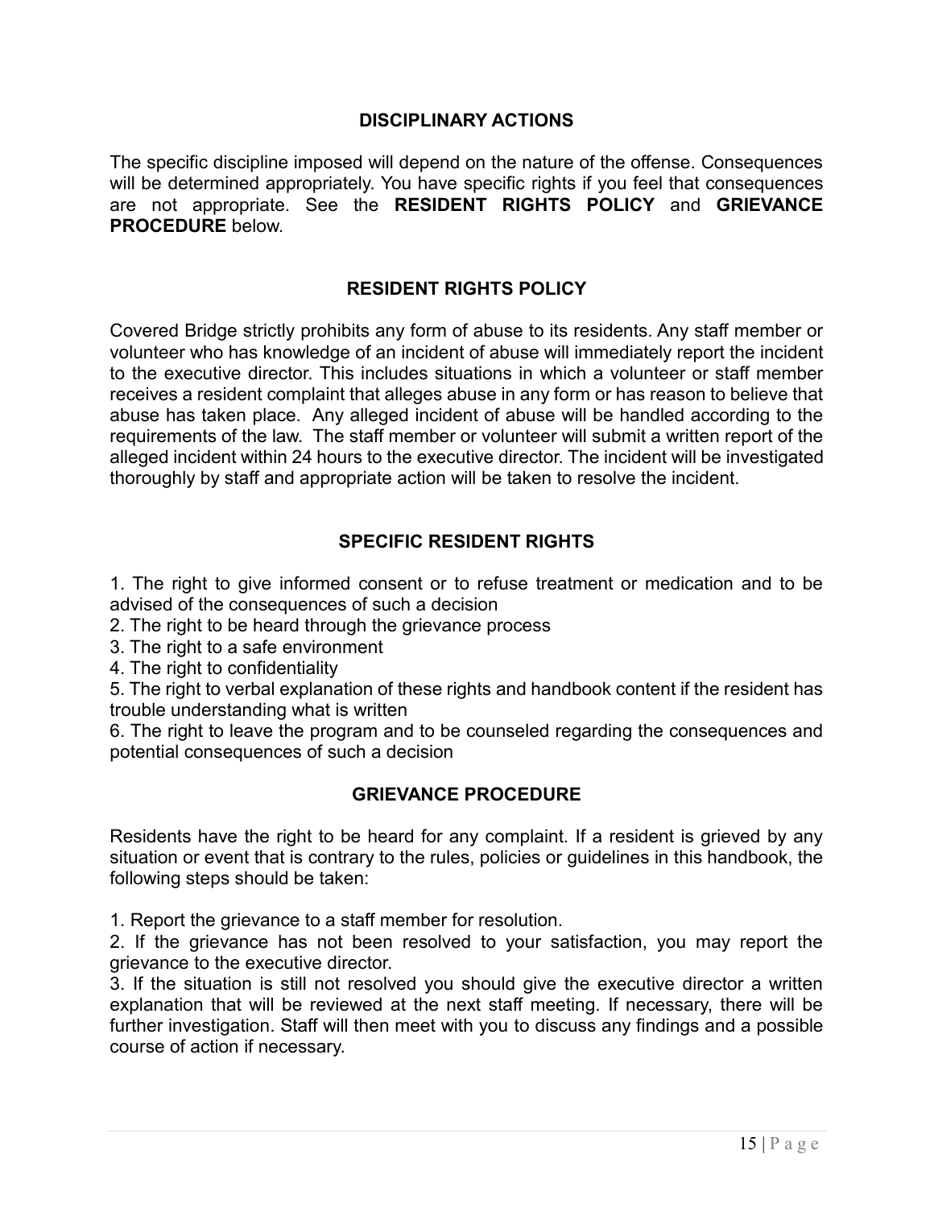## DISCIPLINARY ACTIONS

The specific discipline imposed will depend on the nature of the offense. Consequences will be determined appropriately. You have specific rights if you feel that consequences are not appropriate. See the **RESIDENT RIGHTS POLICY** and **GRIEVANCE PROCEDURE** below.

## RESIDENT RIGHTS POLICY

Covered Bridge strictly prohibits any form of abuse to its residents. Any staff member or volunteer who has knowledge of an incident of abuse will immediately report the incident to the executive director. This includes situations in which a volunteer or staff member receives a resident complaint that alleges abuse in any form or has reason to believe that abuse has taken place. Any alleged incident of abuse will be handled according to the requirements of the law. The staff member or volunteer will submit a written report of the alleged incident within 24 hours to the executive director. The incident will be investigated thoroughly by staff and appropriate action will be taken to resolve the incident.

## SPECIFIC RESIDENT RIGHTS

1. The right to give informed consent or to refuse treatment or medication and to be advised of the consequences of such a decision
2. The right to be heard through the grievance process
3. The right to a safe environment
4. The right to confidentiality
5. The right to verbal explanation of these rights and handbook content if the resident has trouble understanding what is written
6. The right to leave the program and to be counseled regarding the consequences and potential consequences of such a decision

## GRIEVANCE PROCEDURE

Residents have the right to be heard for any complaint. If a resident is grieved by any situation or event that is contrary to the rules, policies or guidelines in this handbook, the following steps should be taken:

1. Report the grievance to a staff member for resolution.
2. If the grievance has not been resolved to your satisfaction, you may report the grievance to the executive director.
3. If the situation is still not resolved you should give the executive director a written explanation that will be reviewed at the next staff meeting. If necessary, there will be further investigation. Staff will then meet with you to discuss any findings and a possible course of action if necessary.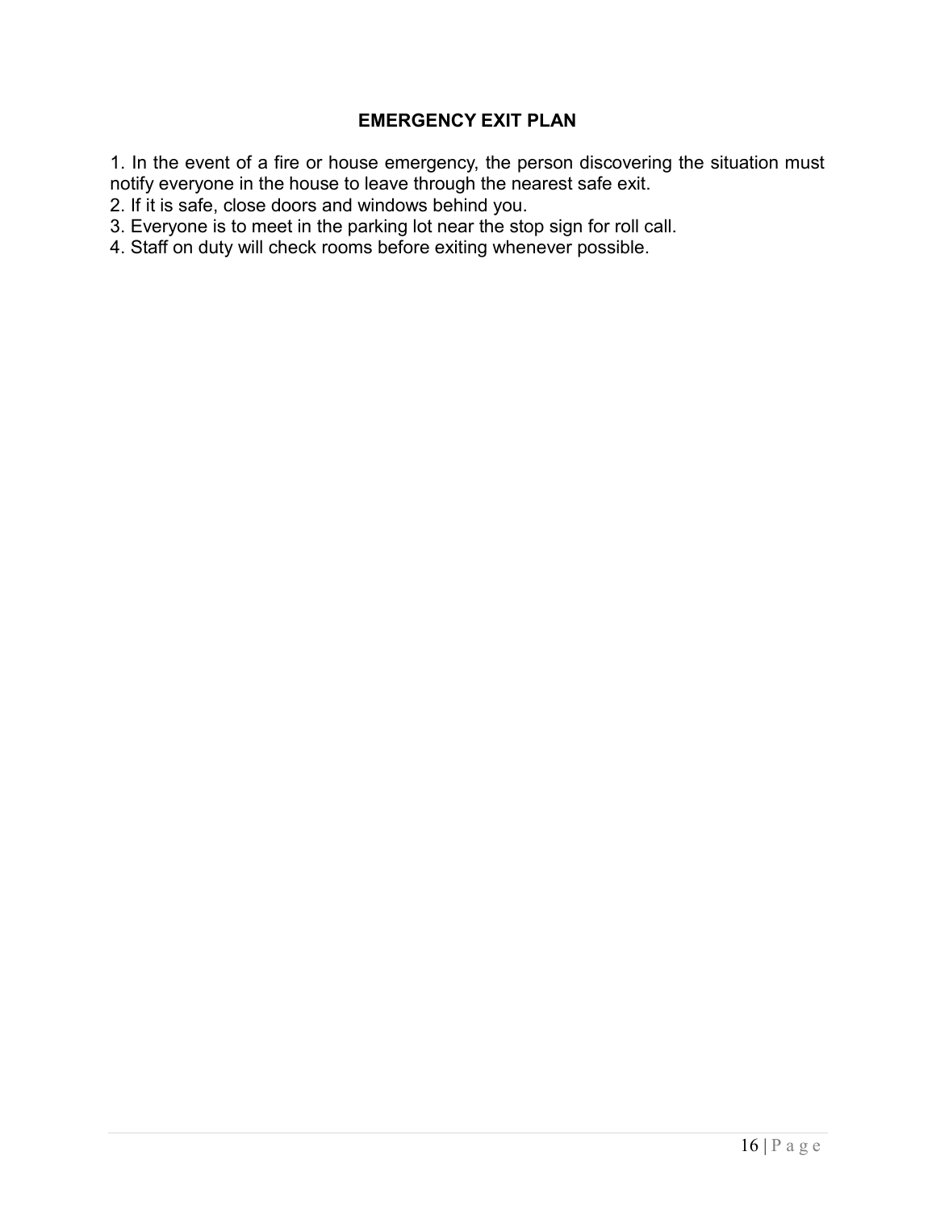## EMERGENCY EXIT PLAN

1. In the event of a fire or house emergency, the person discovering the situation must notify everyone in the house to leave through the nearest safe exit.
2. If it is safe, close doors and windows behind you.
3. Everyone is to meet in the parking lot near the stop sign for roll call.
4. Staff on duty will check rooms before exiting whenever possible.